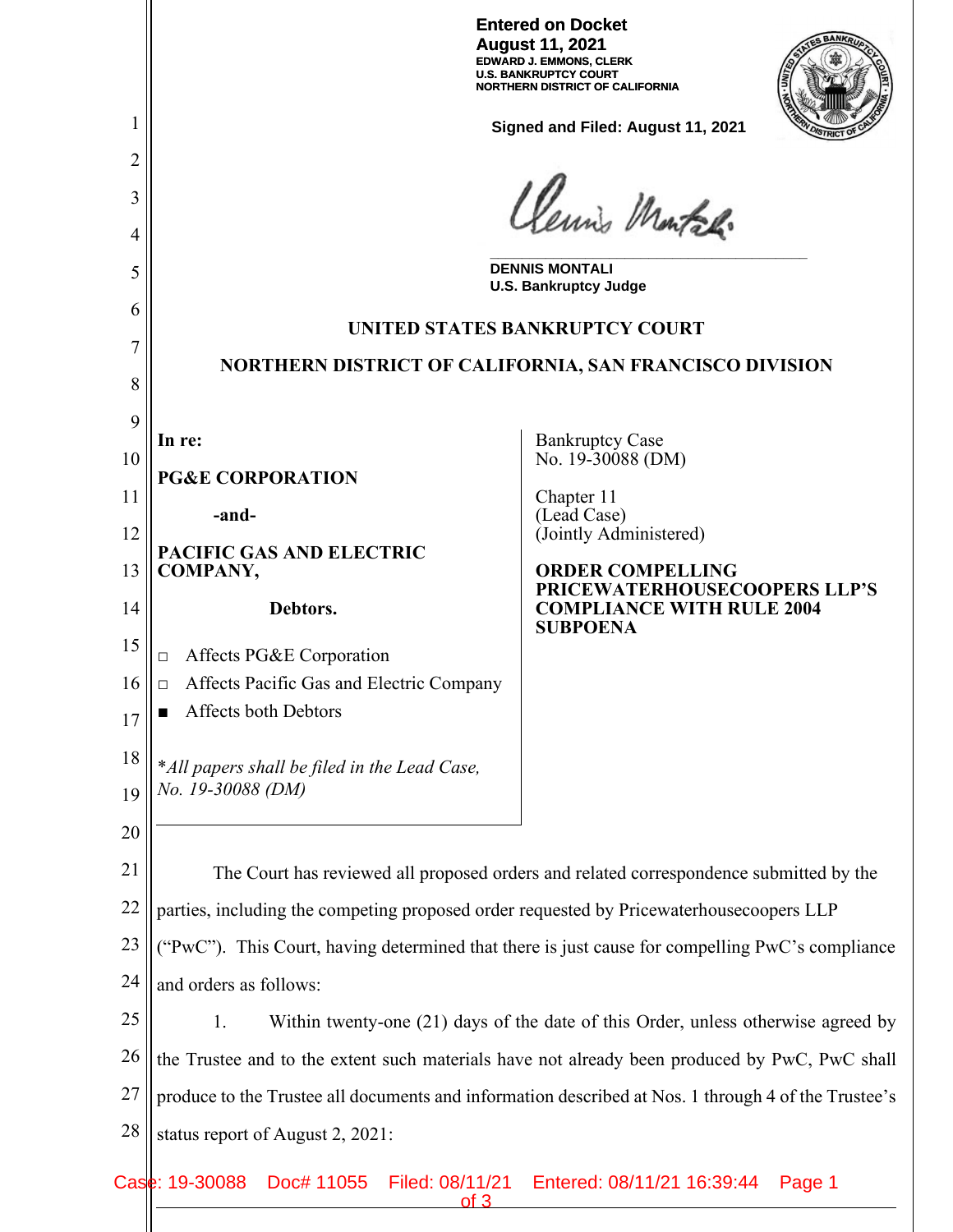**Entered on Docket**
**August 11, 2021**
**EDWARD J. EMMONS, CLERK**
**U.S. BANKRUPTCY COURT**
**NORTHERN DISTRICT OF CALIFORNIA**

**Signed and Filed: August 11, 2021**

**DENNIS MONTALI**
**U.S. Bankruptcy Judge**

**UNITED STATES BANKRUPTCY COURT**

**NORTHERN DISTRICT OF CALIFORNIA, SAN FRANCISCO DIVISION**

**In re:**

**PG&E CORPORATION**

**-and-**

**PACIFIC GAS AND ELECTRIC COMPANY,**

**Debtors.**

□ Affects PG&E Corporation
□ Affects Pacific Gas and Electric Company
■ Affects both Debtors

**All papers shall be filed in the Lead Case, No. 19-30088 (DM)*

Bankruptcy Case No. 19-30088 (DM)

Chapter 11
(Lead Case)
(Jointly Administered)

**ORDER COMPELLING PRICEWATERHOUSECOOPERS LLP'S COMPLIANCE WITH RULE 2004 SUBPOENA**

The Court has reviewed all proposed orders and related correspondence submitted by the parties, including the competing proposed order requested by Pricewaterhousecoopers LLP ("PwC"). This Court, having determined that there is just cause for compelling PwC's compliance and orders as follows:

1. Within twenty-one (21) days of the date of this Order, unless otherwise agreed by the Trustee and to the extent such materials have not already been produced by PwC, PwC shall produce to the Trustee all documents and information described at Nos. 1 through 4 of the Trustee's status report of August 2, 2021: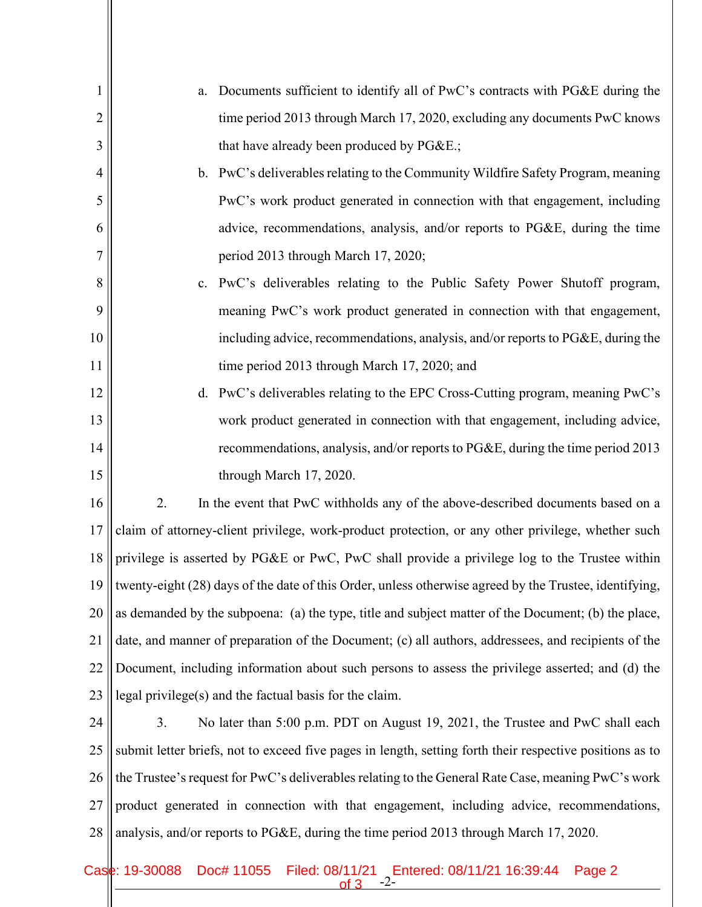a. Documents sufficient to identify all of PwC's contracts with PG&E during the time period 2013 through March 17, 2020, excluding any documents PwC knows that have already been produced by PG&E.;

b. PwC's deliverables relating to the Community Wildfire Safety Program, meaning PwC's work product generated in connection with that engagement, including advice, recommendations, analysis, and/or reports to PG&E, during the time period 2013 through March 17, 2020;

c. PwC's deliverables relating to the Public Safety Power Shutoff program, meaning PwC's work product generated in connection with that engagement, including advice, recommendations, analysis, and/or reports to PG&E, during the time period 2013 through March 17, 2020; and

d. PwC's deliverables relating to the EPC Cross-Cutting program, meaning PwC's work product generated in connection with that engagement, including advice, recommendations, analysis, and/or reports to PG&E, during the time period 2013 through March 17, 2020.

2. In the event that PwC withholds any of the above-described documents based on a claim of attorney-client privilege, work-product protection, or any other privilege, whether such privilege is asserted by PG&E or PwC, PwC shall provide a privilege log to the Trustee within twenty-eight (28) days of the date of this Order, unless otherwise agreed by the Trustee, identifying, as demanded by the subpoena: (a) the type, title and subject matter of the Document; (b) the place, date, and manner of preparation of the Document; (c) all authors, addressees, and recipients of the Document, including information about such persons to assess the privilege asserted; and (d) the legal privilege(s) and the factual basis for the claim.

3. No later than 5:00 p.m. PDT on August 19, 2021, the Trustee and PwC shall each submit letter briefs, not to exceed five pages in length, setting forth their respective positions as to the Trustee's request for PwC's deliverables relating to the General Rate Case, meaning PwC's work product generated in connection with that engagement, including advice, recommendations, analysis, and/or reports to PG&E, during the time period 2013 through March 17, 2020.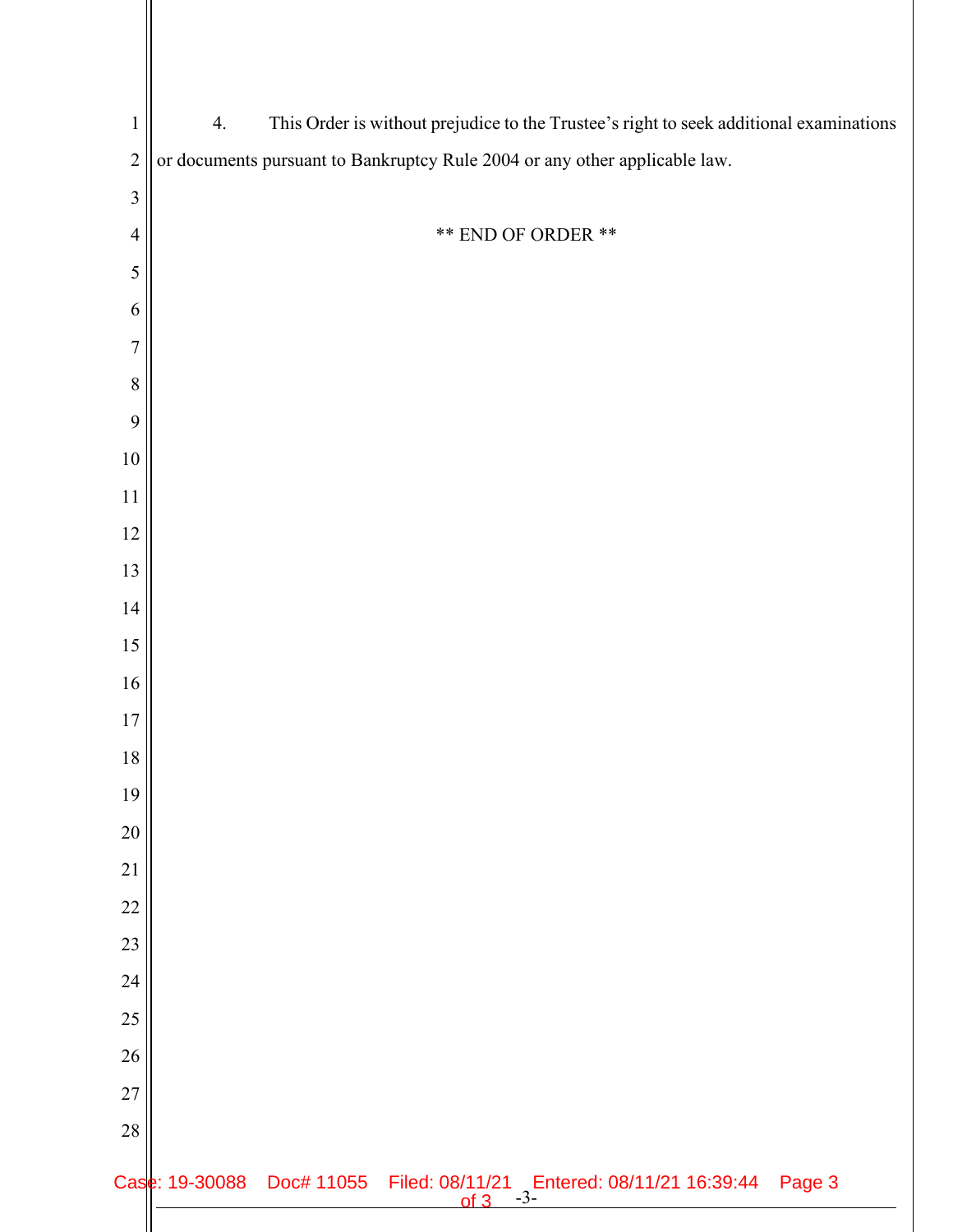4. This Order is without prejudice to the Trustee's right to seek additional examinations or documents pursuant to Bankruptcy Rule 2004 or any other applicable law.

** END OF ORDER **